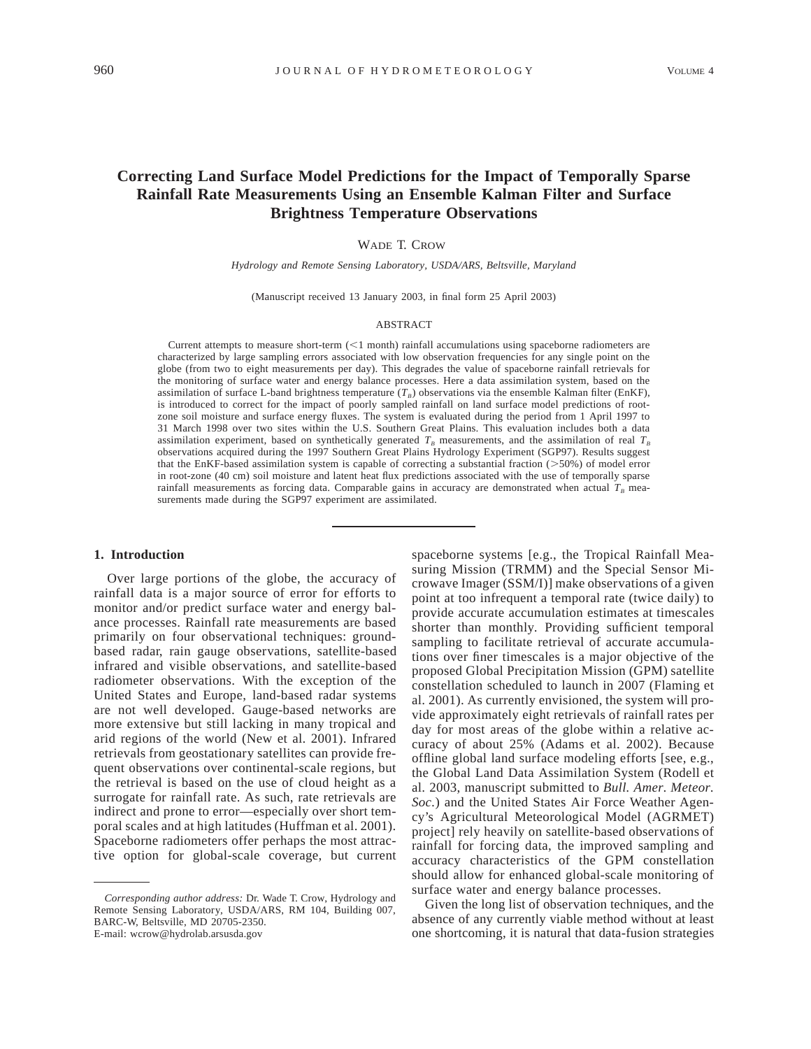# Correcting Land Surface Model Predictions for the Impact of Temporally Sparse Rainfall Rate Measurements Using an Ensemble Kalman Filter and Surface Brightness Temperature Observations

WADE T. CROW

*Hydrology and Remote Sensing Laboratory, USDA/ARS, Beltsville, Maryland*

(Manuscript received 13 January 2003, in final form 25 April 2003)

## ABSTRACT

Current attempts to measure short-term (<1 month) rainfall accumulations using spaceborne radiometers are characterized by large sampling errors associated with low observation frequencies for any single point on the globe (from two to eight measurements per day). This degrades the value of spaceborne rainfall retrievals for the monitoring of surface water and energy balance processes. Here a data assimilation system, based on the assimilation of surface L-band brightness temperature ($T_B$) observations via the ensemble Kalman filter (EnKF), is introduced to correct for the impact of poorly sampled rainfall on land surface model predictions of root-zone soil moisture and surface energy fluxes. The system is evaluated during the period from 1 April 1997 to 31 March 1998 over two sites within the U.S. Southern Great Plains. This evaluation includes both a data assimilation experiment, based on synthetically generated $T_B$ measurements, and the assimilation of real $T_B$ observations acquired during the 1997 Southern Great Plains Hydrology Experiment (SGP97). Results suggest that the EnKF-based assimilation system is capable of correcting a substantial fraction (>50%) of model error in root-zone (40 cm) soil moisture and latent heat flux predictions associated with the use of temporally sparse rainfall measurements as forcing data. Comparable gains in accuracy are demonstrated when actual $T_B$ measurements made during the SGP97 experiment are assimilated.

## 1. Introduction

Over large portions of the globe, the accuracy of rainfall data is a major source of error for efforts to monitor and/or predict surface water and energy balance processes. Rainfall rate measurements are based primarily on four observational techniques: ground-based radar, rain gauge observations, satellite-based infrared and visible observations, and satellite-based radiometer observations. With the exception of the United States and Europe, land-based radar systems are not well developed. Gauge-based networks are more extensive but still lacking in many tropical and arid regions of the world (New et al. 2001). Infrared retrievals from geostationary satellites can provide frequent observations over continental-scale regions, but the retrieval is based on the use of cloud height as a surrogate for rainfall rate. As such, rate retrievals are indirect and prone to error—especially over short temporal scales and at high latitudes (Huffman et al. 2001). Spaceborne radiometers offer perhaps the most attractive option for global-scale coverage, but current spaceborne systems [e.g., the Tropical Rainfall Measuring Mission (TRMM) and the Special Sensor Microwave Imager (SSM/I)] make observations of a given point at too infrequent a temporal rate (twice daily) to provide accurate accumulation estimates at timescales shorter than monthly. Providing sufficient temporal sampling to facilitate retrieval of accurate accumulations over finer timescales is a major objective of the proposed Global Precipitation Mission (GPM) satellite constellation scheduled to launch in 2007 (Flaming et al. 2001). As currently envisioned, the system will provide approximately eight retrievals of rainfall rates per day for most areas of the globe within a relative accuracy of about 25% (Adams et al. 2002). Because offline global land surface modeling efforts [see, e.g., the Global Land Data Assimilation System (Rodell et al. 2003, manuscript submitted to *Bull. Amer. Meteor. Soc.*) and the United States Air Force Weather Agency's Agricultural Meteorological Model (AGRMET) project] rely heavily on satellite-based observations of rainfall for forcing data, the improved sampling and accuracy characteristics of the GPM constellation should allow for enhanced global-scale monitoring of surface water and energy balance processes.

Given the long list of observation techniques, and the absence of any currently viable method without at least one shortcoming, it is natural that data-fusion strategies

---

*Corresponding author address:* Dr. Wade T. Crow, Hydrology and Remote Sensing Laboratory, USDA/ARS, RM 104, Building 007, BARC-W, Beltsville, MD 20705-2350.
E-mail: wcrow@hydrolab.arsusda.gov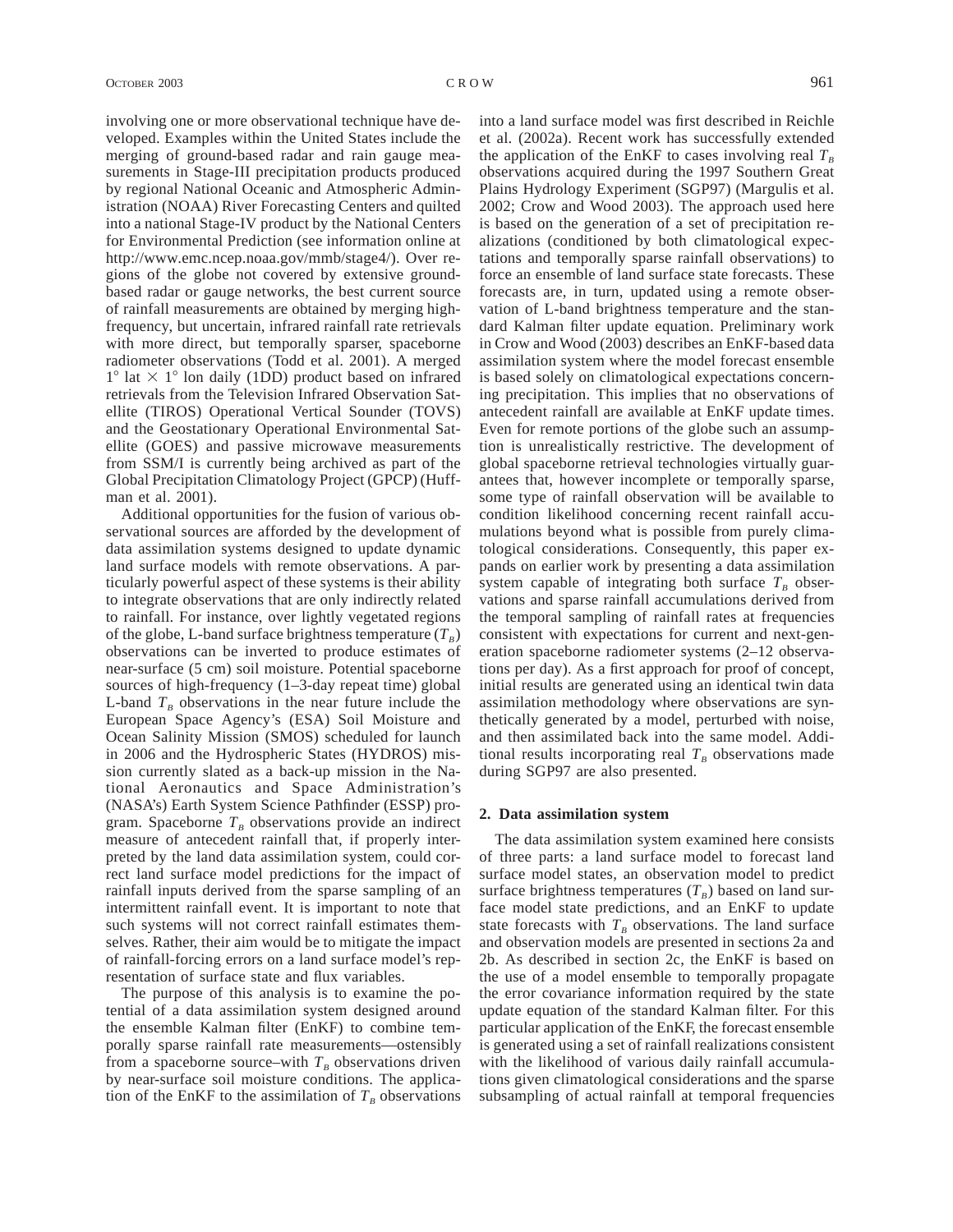involving one or more observational technique have developed. Examples within the United States include the merging of ground-based radar and rain gauge measurements in Stage-III precipitation products produced by regional National Oceanic and Atmospheric Administration (NOAA) River Forecasting Centers and quilted into a national Stage-IV product by the National Centers for Environmental Prediction (see information online at http://www.emc.ncep.noaa.gov/mmb/stage4/). Over regions of the globe not covered by extensive ground-based radar or gauge networks, the best current source of rainfall measurements are obtained by merging high-frequency, but uncertain, infrared rainfall rate retrievals with more direct, but temporally sparser, spaceborne radiometer observations (Todd et al. 2001). A merged $1^\circ$ lat $\times$ $1^\circ$ lon daily (1DD) product based on infrared retrievals from the Television Infrared Observation Satellite (TIROS) Operational Vertical Sounder (TOVS) and the Geostationary Operational Environmental Satellite (GOES) and passive microwave measurements from SSM/I is currently being archived as part of the Global Precipitation Climatology Project (GPCP) (Huffman et al. 2001).

Additional opportunities for the fusion of various observational sources are afforded by the development of data assimilation systems designed to update dynamic land surface models with remote observations. A particularly powerful aspect of these systems is their ability to integrate observations that are only indirectly related to rainfall. For instance, over lightly vegetated regions of the globe, L-band surface brightness temperature ($T_B$) observations can be inverted to produce estimates of near-surface (5 cm) soil moisture. Potential spaceborne sources of high-frequency (1–3-day repeat time) global L-band $T_B$ observations in the near future include the European Space Agency's (ESA) Soil Moisture and Ocean Salinity Mission (SMOS) scheduled for launch in 2006 and the Hydrospheric States (HYDROS) mission currently slated as a back-up mission in the National Aeronautics and Space Administration's (NASA's) Earth System Science Pathfinder (ESSP) program. Spaceborne $T_B$ observations provide an indirect measure of antecedent rainfall that, if properly interpreted by the land data assimilation system, could correct land surface model predictions for the impact of rainfall inputs derived from the sparse sampling of an intermittent rainfall event. It is important to note that such systems will not correct rainfall estimates themselves. Rather, their aim would be to mitigate the impact of rainfall-forcing errors on a land surface model's representation of surface state and flux variables.

The purpose of this analysis is to examine the potential of a data assimilation system designed around the ensemble Kalman filter (EnKF) to combine temporally sparse rainfall rate measurements—ostensibly from a spaceborne source–with $T_B$ observations driven by near-surface soil moisture conditions. The application of the EnKF to the assimilation of $T_B$ observations into a land surface model was first described in Reichle et al. (2002a). Recent work has successfully extended the application of the EnKF to cases involving real $T_B$ observations acquired during the 1997 Southern Great Plains Hydrology Experiment (SGP97) (Margulis et al. 2002; Crow and Wood 2003). The approach used here is based on the generation of a set of precipitation realizations (conditioned by both climatological expectations and temporally sparse rainfall observations) to force an ensemble of land surface state forecasts. These forecasts are, in turn, updated using a remote observation of L-band brightness temperature and the standard Kalman filter update equation. Preliminary work in Crow and Wood (2003) describes an EnKF-based data assimilation system where the model forecast ensemble is based solely on climatological expectations concerning precipitation. This implies that no observations of antecedent rainfall are available at EnKF update times. Even for remote portions of the globe such an assumption is unrealistically restrictive. The development of global spaceborne retrieval technologies virtually guarantees that, however incomplete or temporally sparse, some type of rainfall observation will be available to condition likelihood concerning recent rainfall accumulations beyond what is possible from purely climatological considerations. Consequently, this paper expands on earlier work by presenting a data assimilation system capable of integrating both surface $T_B$ observations and sparse rainfall accumulations derived from the temporal sampling of rainfall rates at frequencies consistent with expectations for current and next-generation spaceborne radiometer systems (2–12 observations per day). As a first approach for proof of concept, initial results are generated using an identical twin data assimilation methodology where observations are synthetically generated by a model, perturbed with noise, and then assimilated back into the same model. Additional results incorporating real $T_B$ observations made during SGP97 are also presented.

## 2. Data assimilation system

The data assimilation system examined here consists of three parts: a land surface model to forecast land surface model states, an observation model to predict surface brightness temperatures ($T_B$) based on land surface model state predictions, and an EnKF to update state forecasts with $T_B$ observations. The land surface and observation models are presented in sections 2a and 2b. As described in section 2c, the EnKF is based on the use of a model ensemble to temporally propagate the error covariance information required by the state update equation of the standard Kalman filter. For this particular application of the EnKF, the forecast ensemble is generated using a set of rainfall realizations consistent with the likelihood of various daily rainfall accumulations given climatological considerations and the sparse subsampling of actual rainfall at temporal frequencies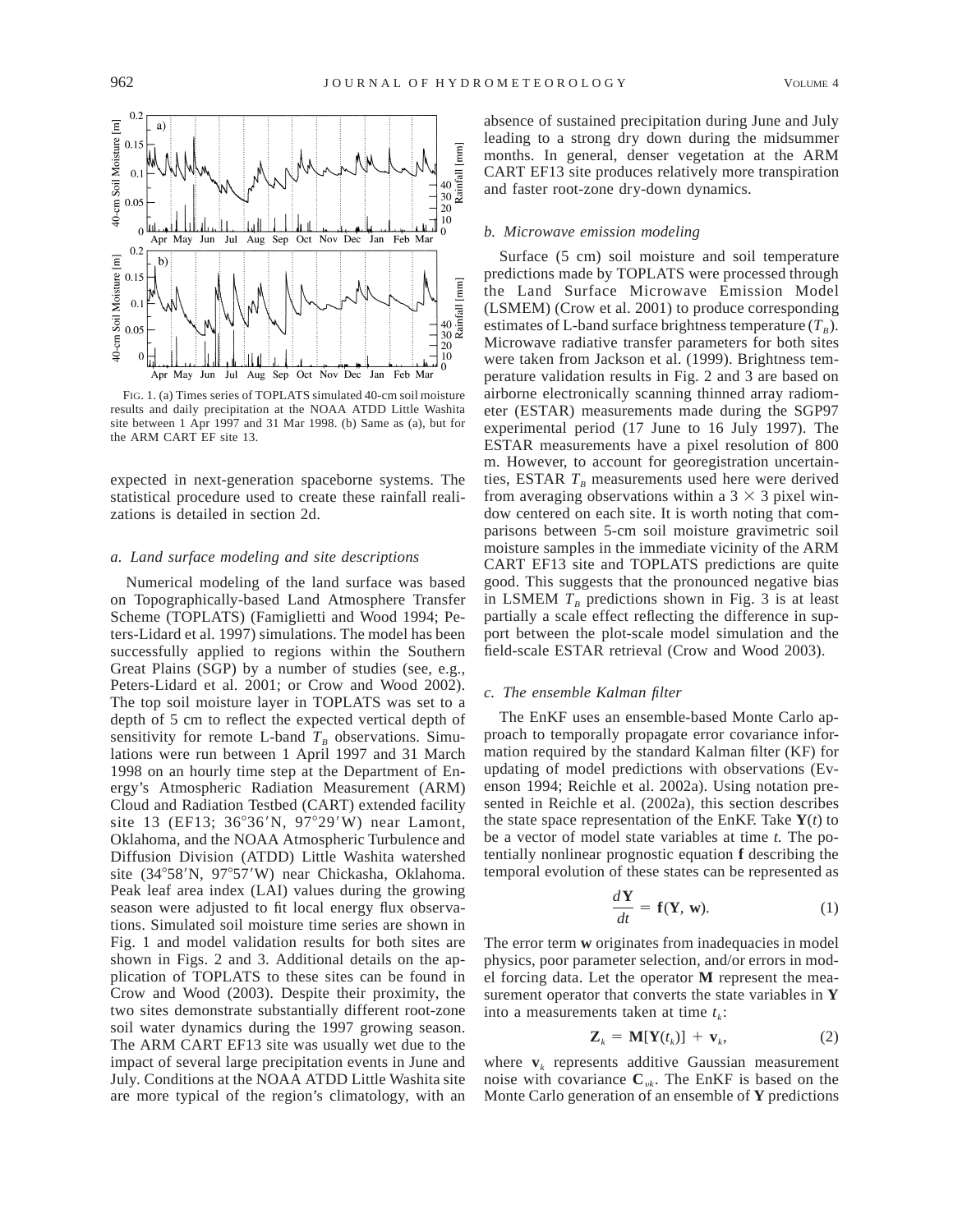FIG. 1. (a) Times series of TOPLATS simulated 40-cm soil moisture results and daily precipitation at the NOAA ATDD Little Washita site between 1 Apr 1997 and 31 Mar 1998. (b) Same as (a), but for the ARM CART EF site 13.

expected in next-generation spaceborne systems. The statistical procedure used to create these rainfall realizations is detailed in section 2d.

### *a. Land surface modeling and site descriptions*

Numerical modeling of the land surface was based on Topographically-based Land Atmosphere Transfer Scheme (TOPLATS) (Famiglietti and Wood 1994; Peters-Lidard et al. 1997) simulations. The model has been successfully applied to regions within the Southern Great Plains (SGP) by a number of studies (see, e.g., Peters-Lidard et al. 2001; or Crow and Wood 2002). The top soil moisture layer in TOPLATS was set to a depth of 5 cm to reflect the expected vertical depth of sensitivity for remote L-band $T_B$ observations. Simulations were run between 1 April 1997 and 31 March 1998 on an hourly time step at the Department of Energy's Atmospheric Radiation Measurement (ARM) Cloud and Radiation Testbed (CART) extended facility site 13 (EF13; 36°36′N, 97°29′W) near Lamont, Oklahoma, and the NOAA Atmospheric Turbulence and Diffusion Division (ATDD) Little Washita watershed site (34°58′N, 97°57′W) near Chickasha, Oklahoma. Peak leaf area index (LAI) values during the growing season were adjusted to fit local energy flux observations. Simulated soil moisture time series are shown in Fig. 1 and model validation results for both sites are shown in Figs. 2 and 3. Additional details on the application of TOPLATS to these sites can be found in Crow and Wood (2003). Despite their proximity, the two sites demonstrate substantially different root-zone soil water dynamics during the 1997 growing season. The ARM CART EF13 site was usually wet due to the impact of several large precipitation events in June and July. Conditions at the NOAA ATDD Little Washita site are more typical of the region's climatology, with an absence of sustained precipitation during June and July leading to a strong dry down during the midsummer months. In general, denser vegetation at the ARM CART EF13 site produces relatively more transpiration and faster root-zone dry-down dynamics.

### *b. Microwave emission modeling*

Surface (5 cm) soil moisture and soil temperature predictions made by TOPLATS were processed through the Land Surface Microwave Emission Model (LSMEM) (Crow et al. 2001) to produce corresponding estimates of L-band surface brightness temperature ($T_B$). Microwave radiative transfer parameters for both sites were taken from Jackson et al. (1999). Brightness temperature validation results in Fig. 2 and 3 are based on airborne electronically scanning thinned array radiometer (ESTAR) measurements made during the SGP97 experimental period (17 June to 16 July 1997). The ESTAR measurements have a pixel resolution of 800 m. However, to account for georegistration uncertainties, ESTAR $T_B$ measurements used here were derived from averaging observations within a 3 × 3 pixel window centered on each site. It is worth noting that comparisons between 5-cm soil moisture gravimetric soil moisture samples in the immediate vicinity of the ARM CART EF13 site and TOPLATS predictions are quite good. This suggests that the pronounced negative bias in LSMEM $T_B$ predictions shown in Fig. 3 is at least partially a scale effect reflecting the difference in support between the plot-scale model simulation and the field-scale ESTAR retrieval (Crow and Wood 2003).

### *c. The ensemble Kalman filter*

The EnKF uses an ensemble-based Monte Carlo approach to temporally propagate error covariance information required by the standard Kalman filter (KF) for updating of model predictions with observations (Evenson 1994; Reichle et al. 2002a). Using notation presented in Reichle et al. (2002a), this section describes the state space representation of the EnKF. Take $\mathbf{Y}(t)$ to be a vector of model state variables at time $t$. The potentially nonlinear prognostic equation $\mathbf{f}$ describing the temporal evolution of these states can be represented as

$$\frac{d\mathbf{Y}}{dt} = \mathbf{f}(\mathbf{Y}, \mathbf{w}). \tag{1}$$

The error term $\mathbf{w}$ originates from inadequacies in model physics, poor parameter selection, and/or errors in model forcing data. Let the operator $\mathbf{M}$ represent the measurement operator that converts the state variables in $\mathbf{Y}$ into a measurements taken at time $t_k$:

$$\mathbf{Z}_k = \mathbf{M}[\mathbf{Y}(t_k)] + \mathbf{v}_k, \tag{2}$$

where $\mathbf{v}_k$ represents additive Gaussian measurement noise with covariance $\mathbf{C}_{vk}$. The EnKF is based on the Monte Carlo generation of an ensemble of $\mathbf{Y}$ predictions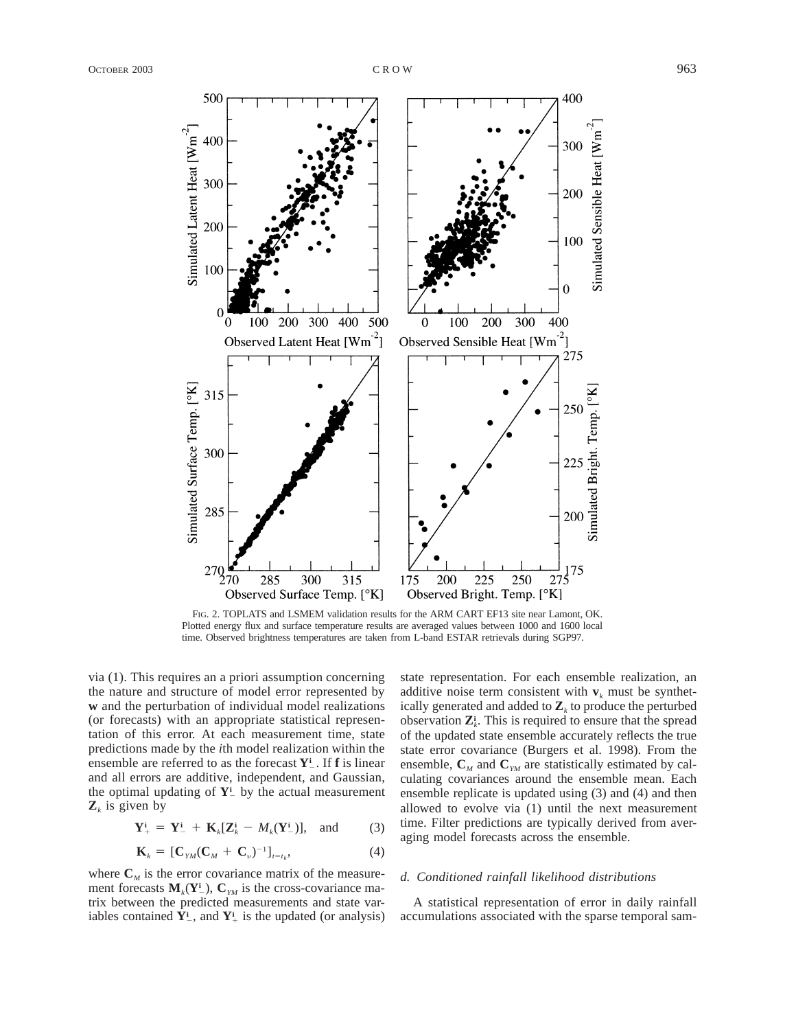FIG. 2. TOPLATS and LSMEM validation results for the ARM CART EF13 site near Lamont, OK. Plotted energy flux and surface temperature results are averaged values between 1000 and 1600 local time. Observed brightness temperatures are taken from L-band ESTAR retrievals during SGP97.

via (1). This requires an a priori assumption concerning the nature and structure of model error represented by $\mathbf{w}$ and the perturbation of individual model realizations (or forecasts) with an appropriate statistical representation of this error. At each measurement time, state predictions made by the $i$th model realization within the ensemble are referred to as the forecast $\mathbf{Y}^{\mathbf{i}}_{-}$. If $\mathbf{f}$ is linear and all errors are additive, independent, and Gaussian, the optimal updating of $\mathbf{Y}^{\mathbf{i}}_{-}$ by the actual measurement $\mathbf{Z}_k$ is given by

$$\mathbf{Y}^{\mathbf{i}}_{+} = \mathbf{Y}^{\mathbf{i}}_{-} + \mathbf{K}_k[\mathbf{Z}^{\mathbf{i}}_k - M_k(\mathbf{Y}^{\mathbf{i}}_{-})], \quad \text{and} \tag{3}$$

$$\mathbf{K}_k = [\mathbf{C}_{YM}(\mathbf{C}_M + \mathbf{C}_v)^{-1}]_{t=t_k}, \tag{4}$$

where $\mathbf{C}_M$ is the error covariance matrix of the measurement forecasts $\mathbf{M}_k(\mathbf{Y}^{\mathbf{i}}_{-})$, $\mathbf{C}_{YM}$ is the cross-covariance matrix between the predicted measurements and state variables contained $\mathbf{Y}^{\mathbf{i}}_{-}$, and $\mathbf{Y}^{\mathbf{i}}_{+}$ is the updated (or analysis) state representation. For each ensemble realization, an additive noise term consistent with $\mathbf{v}_k$ must be synthetically generated and added to $\mathbf{Z}_k$ to produce the perturbed observation $\mathbf{Z}^{\mathbf{i}}_k$. This is required to ensure that the spread of the updated state ensemble accurately reflects the true state error covariance (Burgers et al. 1998). From the ensemble, $\mathbf{C}_M$ and $\mathbf{C}_{YM}$ are statistically estimated by calculating covariances around the ensemble mean. Each ensemble replicate is updated using (3) and (4) and then allowed to evolve via (1) until the next measurement time. Filter predictions are typically derived from averaging model forecasts across the ensemble.

### *d. Conditioned rainfall likelihood distributions*

A statistical representation of error in daily rainfall accumulations associated with the sparse temporal sam-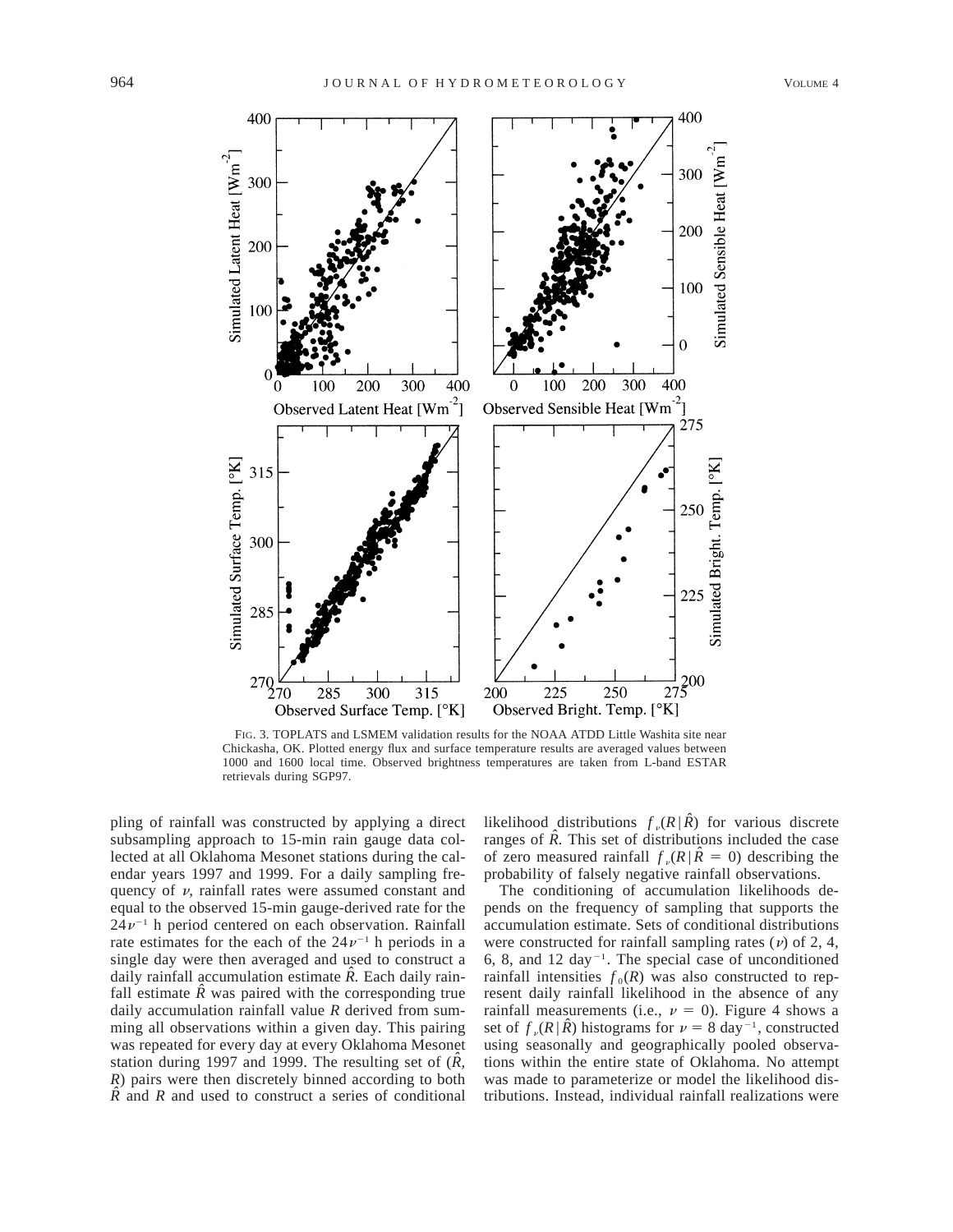FIG. 3. TOPLATS and LSMEM validation results for the NOAA ATDD Little Washita site near Chickasha, OK. Plotted energy flux and surface temperature results are averaged values between 1000 and 1600 local time. Observed brightness temperatures are taken from L-band ESTAR retrievals during SGP97.

pling of rainfall was constructed by applying a direct subsampling approach to 15-min rain gauge data collected at all Oklahoma Mesonet stations during the calendar years 1997 and 1999. For a daily sampling frequency of $\nu$, rainfall rates were assumed constant and equal to the observed 15-min gauge-derived rate for the $24\nu^{-1}$ h period centered on each observation. Rainfall rate estimates for the each of the $24\nu^{-1}$ h periods in a single day were then averaged and used to construct a daily rainfall accumulation estimate $\hat{R}$. Each daily rainfall estimate $\hat{R}$ was paired with the corresponding true daily accumulation rainfall value $R$ derived from summing all observations within a given day. This pairing was repeated for every day at every Oklahoma Mesonet station during 1997 and 1999. The resulting set of ($\hat{R}$, $R$) pairs were then discretely binned according to both $\hat{R}$ and $R$ and used to construct a series of conditional likelihood distributions $f_\nu(R|\hat{R})$ for various discrete ranges of $\hat{R}$. This set of distributions included the case of zero measured rainfall $f_\nu(R|\hat{R} = 0)$ describing the probability of falsely negative rainfall observations.

The conditioning of accumulation likelihoods depends on the frequency of sampling that supports the accumulation estimate. Sets of conditional distributions were constructed for rainfall sampling rates ($\nu$) of 2, 4, 6, 8, and 12 day$^{-1}$. The special case of unconditioned rainfall intensities $f_0(R)$ was also constructed to represent daily rainfall likelihood in the absence of any rainfall measurements (i.e., $\nu = 0$). Figure 4 shows a set of $f_\nu(R|\hat{R})$ histograms for $\nu = 8$ day$^{-1}$, constructed using seasonally and geographically pooled observations within the entire state of Oklahoma. No attempt was made to parameterize or model the likelihood distributions. Instead, individual rainfall realizations were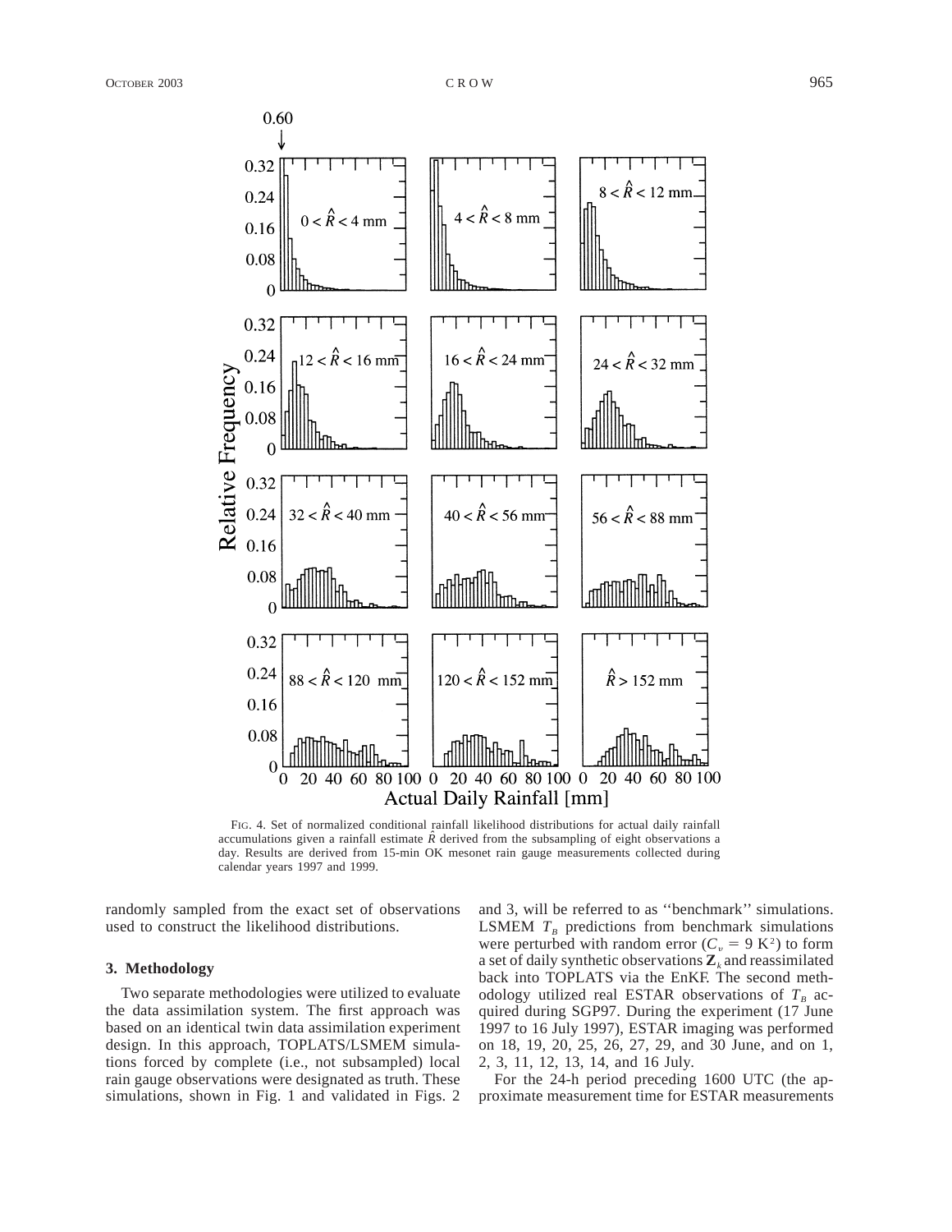FIG. 4. Set of normalized conditional rainfall likelihood distributions for actual daily rainfall accumulations given a rainfall estimate $\hat{R}$ derived from the subsampling of eight observations a day. Results are derived from 15-min OK mesonet rain gauge measurements collected during calendar years 1997 and 1999.

randomly sampled from the exact set of observations used to construct the likelihood distributions.

### 3. Methodology

Two separate methodologies were utilized to evaluate the data assimilation system. The first approach was based on an identical twin data assimilation experiment design. In this approach, TOPLATS/LSMEM simulations forced by complete (i.e., not subsampled) local rain gauge observations were designated as truth. These simulations, shown in Fig. 1 and validated in Figs. 2 and 3, will be referred to as ''benchmark'' simulations. LSMEM $T_B$ predictions from benchmark simulations were perturbed with random error ($C_v = 9$ K$^2$) to form a set of daily synthetic observations $\mathbf{Z}_k$ and reassimilated back into TOPLATS via the EnKF. The second methodology utilized real ESTAR observations of $T_B$ acquired during SGP97. During the experiment (17 June 1997 to 16 July 1997), ESTAR imaging was performed on 18, 19, 20, 25, 26, 27, 29, and 30 June, and on 1, 2, 3, 11, 12, 13, 14, and 16 July.

For the 24-h period preceding 1600 UTC (the approximate measurement time for ESTAR measurements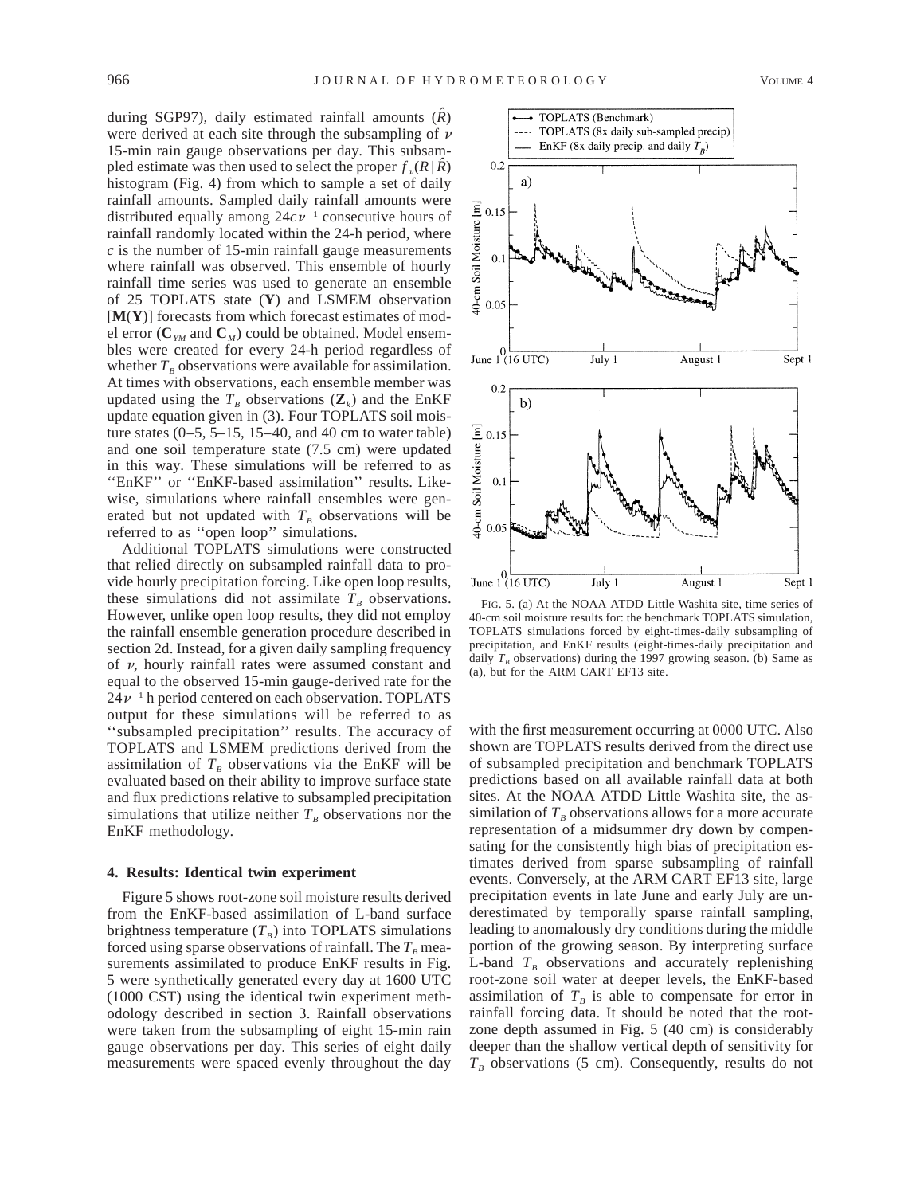during SGP97), daily estimated rainfall amounts ($\hat{R}$) were derived at each site through the subsampling of $\nu$ 15-min rain gauge observations per day. This subsampled estimate was then used to select the proper $f_\nu(R|\hat{R})$ histogram (Fig. 4) from which to sample a set of daily rainfall amounts. Sampled daily rainfall amounts were distributed equally among $24c\nu^{-1}$ consecutive hours of rainfall randomly located within the 24-h period, where $c$ is the number of 15-min rainfall gauge measurements where rainfall was observed. This ensemble of hourly rainfall time series was used to generate an ensemble of 25 TOPLATS state (**Y**) and LSMEM observation [**M**(**Y**)] forecasts from which forecast estimates of model error ($\mathbf{C}_{YM}$ and $\mathbf{C}_M$) could be obtained. Model ensembles were created for every 24-h period regardless of whether $T_B$ observations were available for assimilation. At times with observations, each ensemble member was updated using the $T_B$ observations ($\mathbf{Z}_k$) and the EnKF update equation given in (3). Four TOPLATS soil moisture states (0–5, 5–15, 15–40, and 40 cm to water table) and one soil temperature state (7.5 cm) were updated in this way. These simulations will be referred to as ''EnKF'' or ''EnKF-based assimilation'' results. Likewise, simulations where rainfall ensembles were generated but not updated with $T_B$ observations will be referred to as ''open loop'' simulations.

Additional TOPLATS simulations were constructed that relied directly on subsampled rainfall data to provide hourly precipitation forcing. Like open loop results, these simulations did not assimilate $T_B$ observations. However, unlike open loop results, they did not employ the rainfall ensemble generation procedure described in section 2d. Instead, for a given daily sampling frequency of $\nu$, hourly rainfall rates were assumed constant and equal to the observed 15-min gauge-derived rate for the $24\nu^{-1}$ h period centered on each observation. TOPLATS output for these simulations will be referred to as ''subsampled precipitation'' results. The accuracy of TOPLATS and LSMEM predictions derived from the assimilation of $T_B$ observations via the EnKF will be evaluated based on their ability to improve surface state and flux predictions relative to subsampled precipitation simulations that utilize neither $T_B$ observations nor the EnKF methodology.

## 4. Results: Identical twin experiment

Figure 5 shows root-zone soil moisture results derived from the EnKF-based assimilation of L-band surface brightness temperature ($T_B$) into TOPLATS simulations forced using sparse observations of rainfall. The $T_B$ measurements assimilated to produce EnKF results in Fig. 5 were synthetically generated every day at 1600 UTC (1000 CST) using the identical twin experiment methodology described in section 3. Rainfall observations were taken from the subsampling of eight 15-min rain gauge observations per day. This series of eight daily measurements were spaced evenly throughout the day with the first measurement occurring at 0000 UTC. Also shown are TOPLATS results derived from the direct use of subsampled precipitation and benchmark TOPLATS predictions based on all available rainfall data at both sites. At the NOAA ATDD Little Washita site, the assimilation of $T_B$ observations allows for a more accurate representation of a midsummer dry down by compensating for the consistently high bias of precipitation estimates derived from sparse subsampling of rainfall events. Conversely, at the ARM CART EF13 site, large precipitation events in late June and early July are underestimated by temporally sparse rainfall sampling, leading to anomalously dry conditions during the middle portion of the growing season. By interpreting surface L-band $T_B$ observations and accurately replenishing root-zone soil water at deeper levels, the EnKF-based assimilation of $T_B$ is able to compensate for error in rainfall forcing data. It should be noted that the root-zone depth assumed in Fig. 5 (40 cm) is considerably deeper than the shallow vertical depth of sensitivity for $T_B$ observations (5 cm). Consequently, results do not

FIG. 5. (a) At the NOAA ATDD Little Washita site, time series of 40-cm soil moisture results for: the benchmark TOPLATS simulation, TOPLATS simulations forced by eight-times-daily subsampling of precipitation, and EnKF results (eight-times-daily precipitation and daily $T_B$ observations) during the 1997 growing season. (b) Same as (a), but for the ARM CART EF13 site.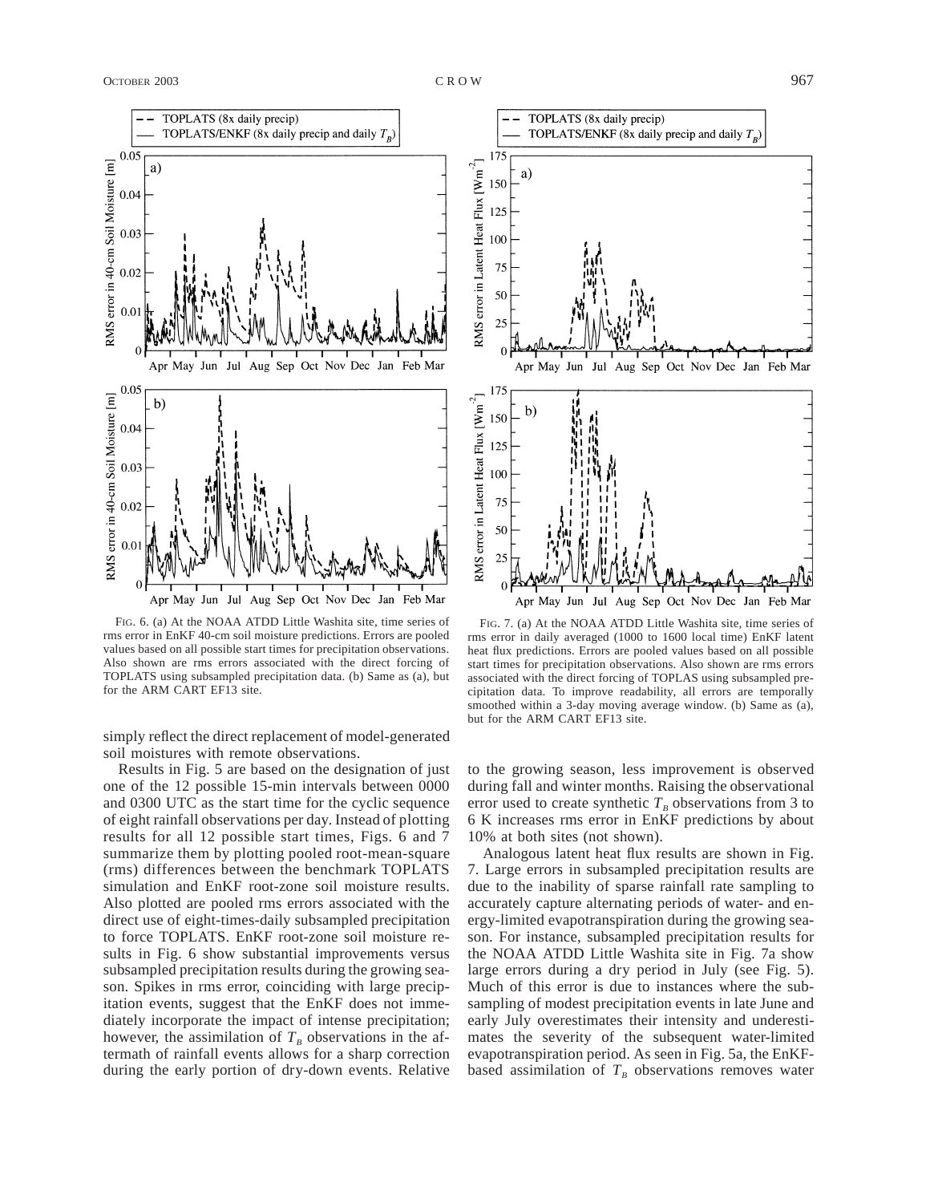FIG. 6. (a) At the NOAA ATDD Little Washita site, time series of rms error in EnKF 40-cm soil moisture predictions. Errors are pooled values based on all possible start times for precipitation observations. Also shown are rms errors associated with the direct forcing of TOPLATS using subsampled precipitation data. (b) Same as (a), but for the ARM CART EF13 site.

FIG. 7. (a) At the NOAA ATDD Little Washita site, time series of rms error in daily averaged (1000 to 1600 local time) EnKF latent heat flux predictions. Errors are pooled values based on all possible start times for precipitation observations. Also shown are rms errors associated with the direct forcing of TOPLAS using subsampled precipitation data. To improve readability, all errors are temporally smoothed within a 3-day moving average window. (b) Same as (a), but for the ARM CART EF13 site.

simply reflect the direct replacement of model-generated soil moistures with remote observations.

Results in Fig. 5 are based on the designation of just one of the 12 possible 15-min intervals between 0000 and 0300 UTC as the start time for the cyclic sequence of eight rainfall observations per day. Instead of plotting results for all 12 possible start times, Figs. 6 and 7 summarize them by plotting pooled root-mean-square (rms) differences between the benchmark TOPLATS simulation and EnKF root-zone soil moisture results. Also plotted are pooled rms errors associated with the direct use of eight-times-daily subsampled precipitation to force TOPLATS. EnKF root-zone soil moisture results in Fig. 6 show substantial improvements versus subsampled precipitation results during the growing season. Spikes in rms error, coinciding with large precipitation events, suggest that the EnKF does not immediately incorporate the impact of intense precipitation; however, the assimilation of $T_B$ observations in the aftermath of rainfall events allows for a sharp correction during the early portion of dry-down events. Relative to the growing season, less improvement is observed during fall and winter months. Raising the observational error used to create synthetic $T_B$ observations from 3 to 6 K increases rms error in EnKF predictions by about 10% at both sites (not shown).

Analogous latent heat flux results are shown in Fig. 7. Large errors in subsampled precipitation results are due to the inability of sparse rainfall rate sampling to accurately capture alternating periods of water- and energy-limited evapotranspiration during the growing season. For instance, subsampled precipitation results for the NOAA ATDD Little Washita site in Fig. 7a show large errors during a dry period in July (see Fig. 5). Much of this error is due to instances where the subsampling of modest precipitation events in late June and early July overestimates their intensity and underestimates the severity of the subsequent water-limited evapotranspiration period. As seen in Fig. 5a, the EnKF-based assimilation of $T_B$ observations removes water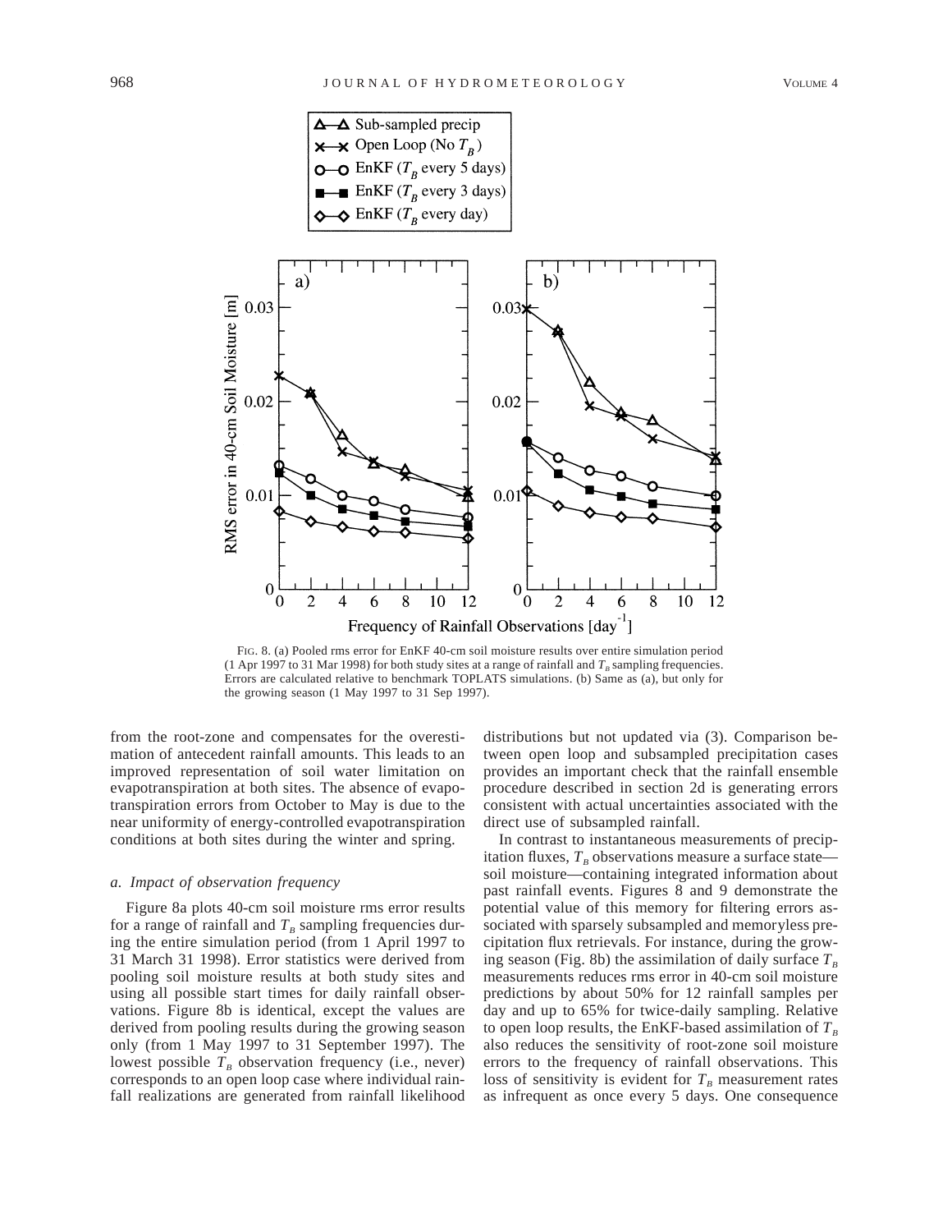FIG. 8. (a) Pooled rms error for EnKF 40-cm soil moisture results over entire simulation period (1 Apr 1997 to 31 Mar 1998) for both study sites at a range of rainfall and $T_B$ sampling frequencies. Errors are calculated relative to benchmark TOPLATS simulations. (b) Same as (a), but only for the growing season (1 May 1997 to 31 Sep 1997).

from the root-zone and compensates for the overestimation of antecedent rainfall amounts. This leads to an improved representation of soil water limitation on evapotranspiration at both sites. The absence of evapotranspiration errors from October to May is due to the near uniformity of energy-controlled evapotranspiration conditions at both sites during the winter and spring.

### *a. Impact of observation frequency*

Figure 8a plots 40-cm soil moisture rms error results for a range of rainfall and $T_B$ sampling frequencies during the entire simulation period (from 1 April 1997 to 31 March 31 1998). Error statistics were derived from pooling soil moisture results at both study sites and using all possible start times for daily rainfall observations. Figure 8b is identical, except the values are derived from pooling results during the growing season only (from 1 May 1997 to 31 September 1997). The lowest possible $T_B$ observation frequency (i.e., never) corresponds to an open loop case where individual rainfall realizations are generated from rainfall likelihood distributions but not updated via (3). Comparison between open loop and subsampled precipitation cases provides an important check that the rainfall ensemble procedure described in section 2d is generating errors consistent with actual uncertainties associated with the direct use of subsampled rainfall.

In contrast to instantaneous measurements of precipitation fluxes, $T_B$ observations measure a surface state—soil moisture—containing integrated information about past rainfall events. Figures 8 and 9 demonstrate the potential value of this memory for filtering errors associated with sparsely subsampled and memoryless precipitation flux retrievals. For instance, during the growing season (Fig. 8b) the assimilation of daily surface $T_B$ measurements reduces rms error in 40-cm soil moisture predictions by about 50% for 12 rainfall samples per day and up to 65% for twice-daily sampling. Relative to open loop results, the EnKF-based assimilation of $T_B$ also reduces the sensitivity of root-zone soil moisture errors to the frequency of rainfall observations. This loss of sensitivity is evident for $T_B$ measurement rates as infrequent as once every 5 days. One consequence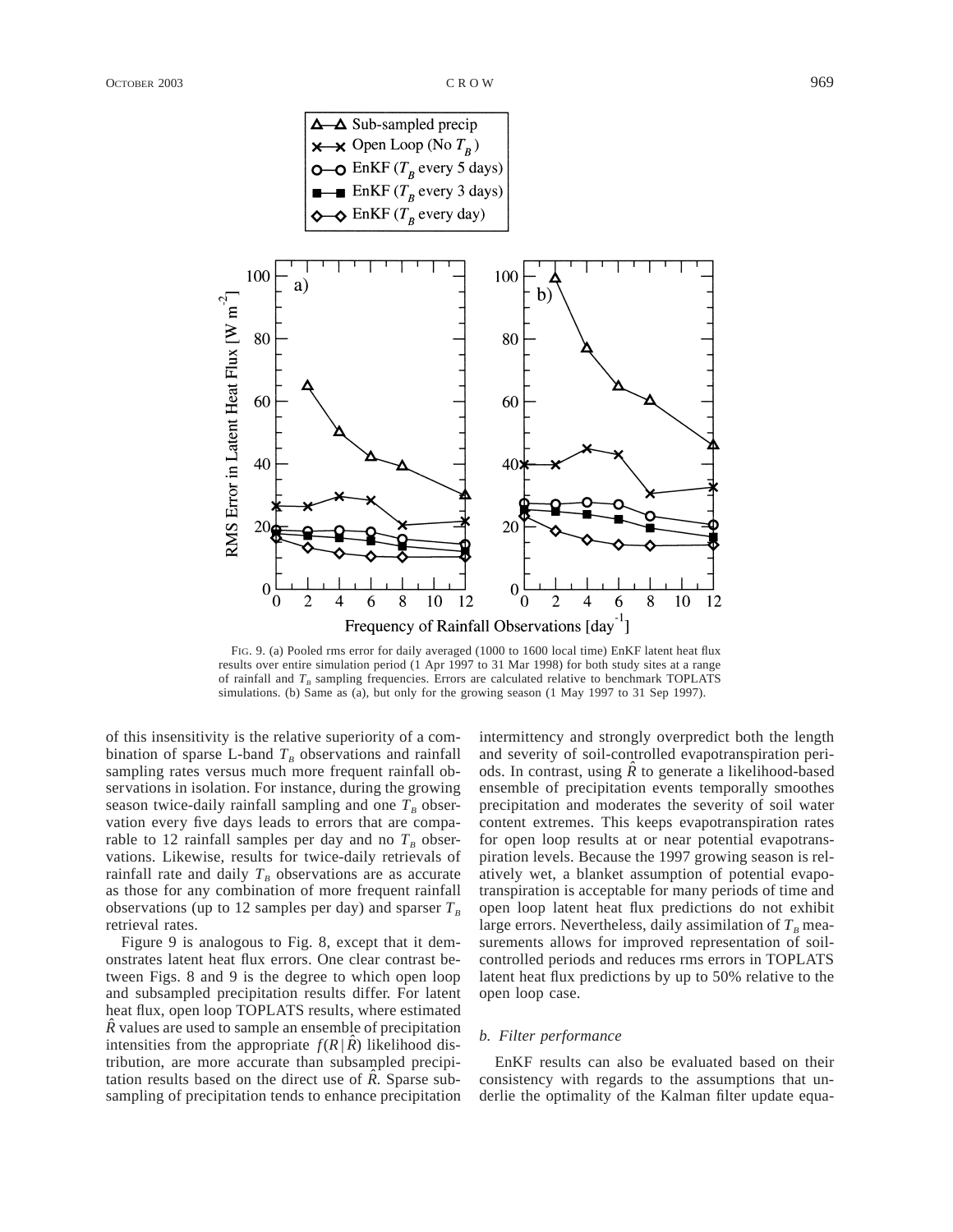FIG. 9. (a) Pooled rms error for daily averaged (1000 to 1600 local time) EnKF latent heat flux results over entire simulation period (1 Apr 1997 to 31 Mar 1998) for both study sites at a range of rainfall and $T_B$ sampling frequencies. Errors are calculated relative to benchmark TOPLATS simulations. (b) Same as (a), but only for the growing season (1 May 1997 to 31 Sep 1997).

of this insensitivity is the relative superiority of a combination of sparse L-band $T_B$ observations and rainfall sampling rates versus much more frequent rainfall observations in isolation. For instance, during the growing season twice-daily rainfall sampling and one $T_B$ observation every five days leads to errors that are comparable to 12 rainfall samples per day and no $T_B$ observations. Likewise, results for twice-daily retrievals of rainfall rate and daily $T_B$ observations are as accurate as those for any combination of more frequent rainfall observations (up to 12 samples per day) and sparser $T_B$ retrieval rates.

Figure 9 is analogous to Fig. 8, except that it demonstrates latent heat flux errors. One clear contrast between Figs. 8 and 9 is the degree to which open loop and subsampled precipitation results differ. For latent heat flux, open loop TOPLATS results, where estimated $\hat{R}$ values are used to sample an ensemble of precipitation intensities from the appropriate $f(R|\hat{R})$ likelihood distribution, are more accurate than subsampled precipitation results based on the direct use of $\hat{R}$. Sparse subsampling of precipitation tends to enhance precipitation intermittency and strongly overpredict both the length and severity of soil-controlled evapotranspiration periods. In contrast, using $\hat{R}$ to generate a likelihood-based ensemble of precipitation events temporally smoothes precipitation and moderates the severity of soil water content extremes. This keeps evapotranspiration rates for open loop results at or near potential evapotranspiration levels. Because the 1997 growing season is relatively wet, a blanket assumption of potential evapotranspiration is acceptable for many periods of time and open loop latent heat flux predictions do not exhibit large errors. Nevertheless, daily assimilation of $T_B$ measurements allows for improved representation of soil-controlled periods and reduces rms errors in TOPLATS latent heat flux predictions by up to 50% relative to the open loop case.

### *b. Filter performance*

EnKF results can also be evaluated based on their consistency with regards to the assumptions that underlie the optimality of the Kalman filter update equa-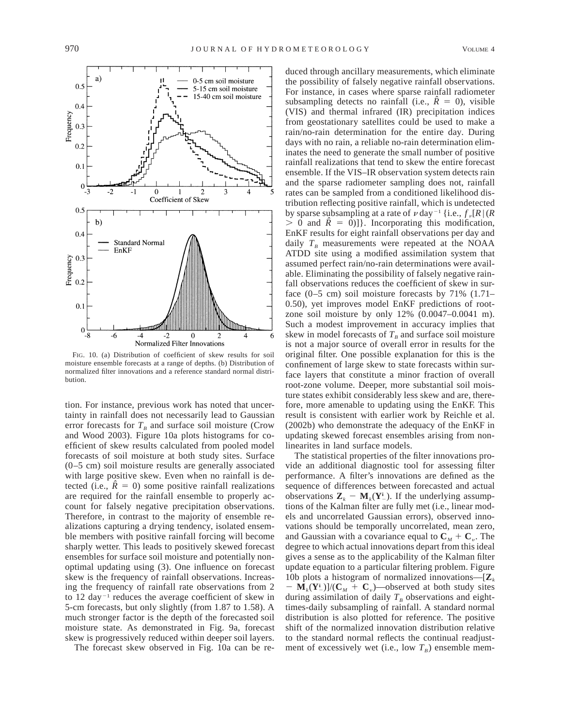FIG. 10. (a) Distribution of coefficient of skew results for soil moisture ensemble forecasts at a range of depths. (b) Distribution of normalized filter innovations and a reference standard normal distribution.

tion. For instance, previous work has noted that uncertainty in rainfall does not necessarily lead to Gaussian error forecasts for $T_B$ and surface soil moisture (Crow and Wood 2003). Figure 10a plots histograms for coefficient of skew results calculated from pooled model forecasts of soil moisture at both study sites. Surface (0–5 cm) soil moisture results are generally associated with large positive skew. Even when no rainfall is detected (i.e., $\hat{R} = 0$) some positive rainfall realizations are required for the rainfall ensemble to properly account for falsely negative precipitation observations. Therefore, in contrast to the majority of ensemble realizations capturing a drying tendency, isolated ensemble members with positive rainfall forcing will become sharply wetter. This leads to positively skewed forecast ensembles for surface soil moisture and potentially nonoptimal updating using (3). One influence on forecast skew is the frequency of rainfall observations. Increasing the frequency of rainfall rate observations from 2 to 12 day$^{-1}$ reduces the average coefficient of skew in 5-cm forecasts, but only slightly (from 1.87 to 1.58). A much stronger factor is the depth of the forecasted soil moisture state. As demonstrated in Fig. 9a, forecast skew is progressively reduced within deeper soil layers.

The forecast skew observed in Fig. 10a can be reduced through ancillary measurements, which eliminate the possibility of falsely negative rainfall observations. For instance, in cases where sparse rainfall radiometer subsampling detects no rainfall (i.e., $\hat{R} = 0$), visible (VIS) and thermal infrared (IR) precipitation indices from geostationary satellites could be used to make a rain/no-rain determination for the entire day. During days with no rain, a reliable no-rain determination eliminates the need to generate the small number of positive rainfall realizations that tend to skew the entire forecast ensemble. If the VIS–IR observation system detects rain and the sparse radiometer sampling does not, rainfall rates can be sampled from a conditioned likelihood distribution reflecting positive rainfall, which is undetected by sparse subsampling at a rate of $\nu$ day$^{-1}$ {i.e., $f_\nu[R|(R > 0 \text{ and } \hat{R} = 0)]$}. Incorporating this modification, EnKF results for eight rainfall observations per day and daily $T_B$ measurements were repeated at the NOAA ATDD site using a modified assimilation system that assumed perfect rain/no-rain determinations were available. Eliminating the possibility of falsely negative rainfall observations reduces the coefficient of skew in surface (0–5 cm) soil moisture forecasts by 71% (1.71–0.50), yet improves model EnKF predictions of root-zone soil moisture by only 12% (0.0047–0.0041 m). Such a modest improvement in accuracy implies that skew in model forecasts of $T_B$ and surface soil moisture is not a major source of overall error in results for the original filter. One possible explanation for this is the confinement of large skew to state forecasts within surface layers that constitute a minor fraction of overall root-zone volume. Deeper, more substantial soil moisture states exhibit considerably less skew and are, therefore, more amenable to updating using the EnKF. This result is consistent with earlier work by Reichle et al. (2002b) who demonstrate the adequacy of the EnKF in updating skewed forecast ensembles arising from nonlinearites in land surface models.

The statistical properties of the filter innovations provide an additional diagnostic tool for assessing filter performance. A filter's innovations are defined as the sequence of differences between forecasted and actual observations $\mathbf{Z}_k - \mathbf{M}_k(\mathbf{Y}^i_-)$. If the underlying assumptions of the Kalman filter are fully met (i.e., linear models and uncorrelated Gaussian errors), observed innovations should be temporally uncorrelated, mean zero, and Gaussian with a covariance equal to $\mathbf{C}_M + \mathbf{C}_\nu$. The degree to which actual innovations depart from this ideal gives a sense as to the applicability of the Kalman filter update equation to a particular filtering problem. Figure 10b plots a histogram of normalized innovations—$[\mathbf{Z}_k - \mathbf{M}_k(\mathbf{Y}^i_-)]/(\mathbf{C}_M + \mathbf{C}_\nu)$—observed at both study sites during assimilation of daily $T_B$ observations and eight-times-daily subsampling of rainfall. A standard normal distribution is also plotted for reference. The positive shift of the normalized innovation distribution relative to the standard normal reflects the continual readjustment of excessively wet (i.e., low $T_B$) ensemble mem-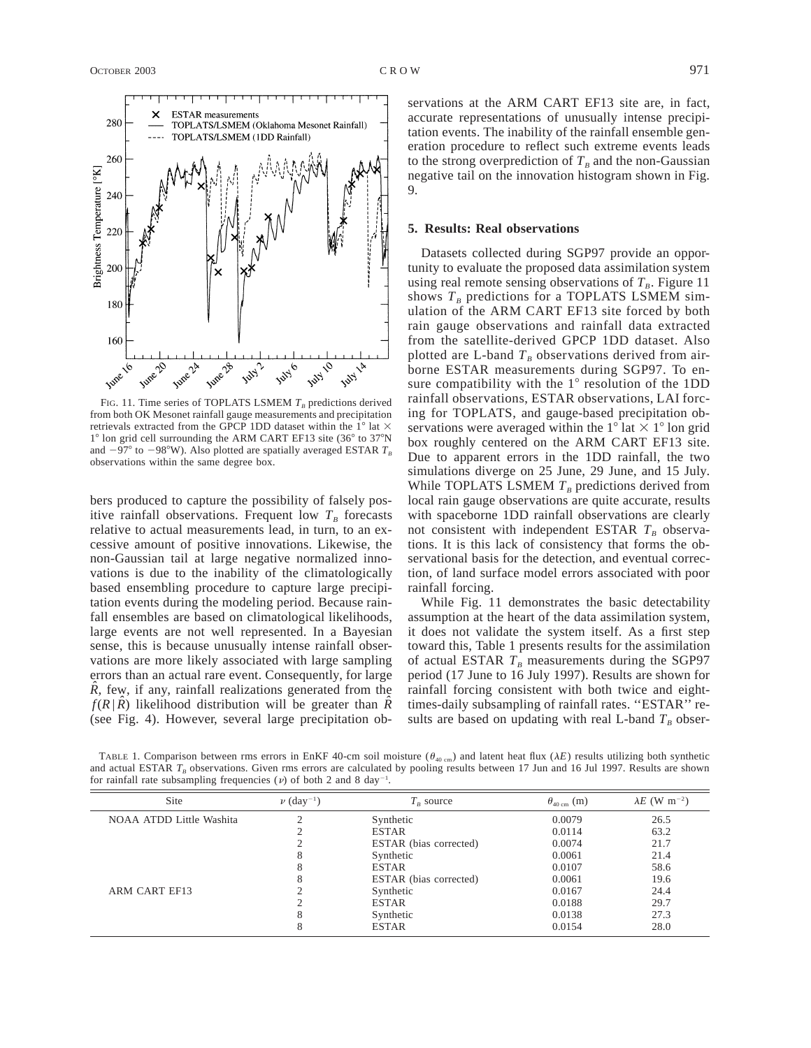FIG. 11. Time series of TOPLATS LSMEM $T_B$ predictions derived from both OK Mesonet rainfall gauge measurements and precipitation retrievals extracted from the GPCP 1DD dataset within the 1° lat × 1° lon grid cell surrounding the ARM CART EF13 site (36° to 37°N and −97° to −98°W). Also plotted are spatially averaged ESTAR $T_B$ observations within the same degree box.

bers produced to capture the possibility of falsely positive rainfall observations. Frequent low $T_B$ forecasts relative to actual measurements lead, in turn, to an excessive amount of positive innovations. Likewise, the non-Gaussian tail at large negative normalized innovations is due to the inability of the climatologically based ensembling procedure to capture large precipitation events during the modeling period. Because rainfall ensembles are based on climatological likelihoods, large events are not well represented. In a Bayesian sense, this is because unusually intense rainfall observations are more likely associated with large sampling errors than an actual rare event. Consequently, for large $\hat{R}$, few, if any, rainfall realizations generated from the $f(R|\hat{R})$ likelihood distribution will be greater than $\hat{R}$ (see Fig. 4). However, several large precipitation observations at the ARM CART EF13 site are, in fact, accurate representations of unusually intense precipitation events. The inability of the rainfall ensemble generation procedure to reflect such extreme events leads to the strong overprediction of $T_B$ and the non-Gaussian negative tail on the innovation histogram shown in Fig. 9.

## 5. Results: Real observations

Datasets collected during SGP97 provide an opportunity to evaluate the proposed data assimilation system using real remote sensing observations of $T_B$. Figure 11 shows $T_B$ predictions for a TOPLATS LSMEM simulation of the ARM CART EF13 site forced by both rain gauge observations and rainfall data extracted from the satellite-derived GPCP 1DD dataset. Also plotted are L-band $T_B$ observations derived from airborne ESTAR measurements during SGP97. To ensure compatibility with the 1° resolution of the 1DD rainfall observations, ESTAR observations, LAI forcing for TOPLATS, and gauge-based precipitation observations were averaged within the 1° lat × 1° lon grid box roughly centered on the ARM CART EF13 site. Due to apparent errors in the 1DD rainfall, the two simulations diverge on 25 June, 29 June, and 15 July. While TOPLATS LSMEM $T_B$ predictions derived from local rain gauge observations are quite accurate, results with spaceborne 1DD rainfall observations are clearly not consistent with independent ESTAR $T_B$ observations. It is this lack of consistency that forms the observational basis for the detection, and eventual correction, of land surface model errors associated with poor rainfall forcing.

While Fig. 11 demonstrates the basic detectability assumption at the heart of the data assimilation system, it does not validate the system itself. As a first step toward this, Table 1 presents results for the assimilation of actual ESTAR $T_B$ measurements during the SGP97 period (17 June to 16 July 1997). Results are shown for rainfall forcing consistent with both twice and eight-times-daily subsampling of rainfall rates. ''ESTAR'' results are based on updating with real L-band $T_B$ obser-

TABLE 1. Comparison between rms errors in EnKF 40-cm soil moisture ($\theta_{40\ \mathrm{cm}}$) and latent heat flux ($\lambda E$) results utilizing both synthetic and actual ESTAR $T_B$ observations. Given rms errors are calculated by pooling results between 17 Jun and 16 Jul 1997. Results are shown for rainfall rate subsampling frequencies ($\nu$) of both 2 and 8 day$^{-1}$.

| Site | $\nu$ (day$^{-1}$) | $T_B$ source | $\theta_{40\ \mathrm{cm}}$ (m) | $\lambda E$ (W m$^{-2}$) |
|---|---|---|---|---|
| NOAA ATDD Little Washita | 2 | Synthetic | 0.0079 | 26.5 |
| | 2 | ESTAR | 0.0114 | 63.2 |
| | 2 | ESTAR (bias corrected) | 0.0074 | 21.7 |
| | 8 | Synthetic | 0.0061 | 21.4 |
| | 8 | ESTAR | 0.0107 | 58.6 |
| | 8 | ESTAR (bias corrected) | 0.0061 | 19.6 |
| ARM CART EF13 | 2 | Synthetic | 0.0167 | 24.4 |
| | 2 | ESTAR | 0.0188 | 29.7 |
| | 8 | Synthetic | 0.0138 | 27.3 |
| | 8 | ESTAR | 0.0154 | 28.0 |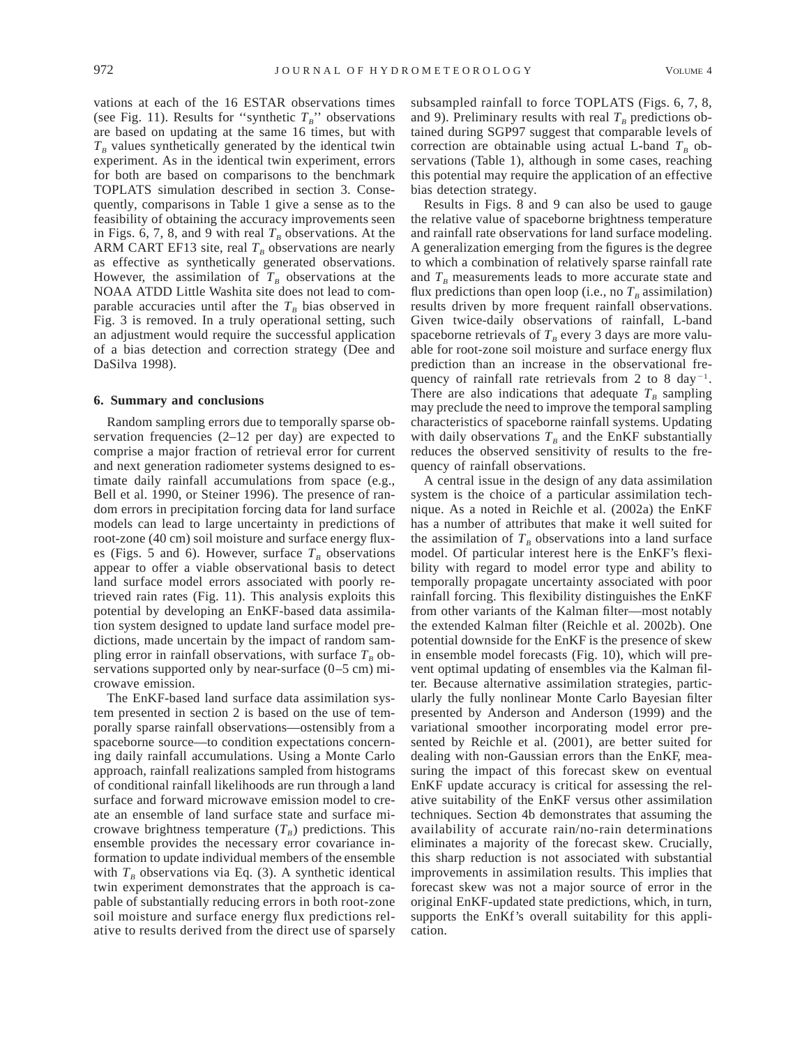vations at each of the 16 ESTAR observations times (see Fig. 11). Results for ''synthetic $T_B$'' observations are based on updating at the same 16 times, but with $T_B$ values synthetically generated by the identical twin experiment. As in the identical twin experiment, errors for both are based on comparisons to the benchmark TOPLATS simulation described in section 3. Consequently, comparisons in Table 1 give a sense as to the feasibility of obtaining the accuracy improvements seen in Figs. 6, 7, 8, and 9 with real $T_B$ observations. At the ARM CART EF13 site, real $T_B$ observations are nearly as effective as synthetically generated observations. However, the assimilation of $T_B$ observations at the NOAA ATDD Little Washita site does not lead to comparable accuracies until after the $T_B$ bias observed in Fig. 3 is removed. In a truly operational setting, such an adjustment would require the successful application of a bias detection and correction strategy (Dee and DaSilva 1998).

## 6. Summary and conclusions

Random sampling errors due to temporally sparse observation frequencies (2–12 per day) are expected to comprise a major fraction of retrieval error for current and next generation radiometer systems designed to estimate daily rainfall accumulations from space (e.g., Bell et al. 1990, or Steiner 1996). The presence of random errors in precipitation forcing data for land surface models can lead to large uncertainty in predictions of root-zone (40 cm) soil moisture and surface energy fluxes (Figs. 5 and 6). However, surface $T_B$ observations appear to offer a viable observational basis to detect land surface model errors associated with poorly retrieved rain rates (Fig. 11). This analysis exploits this potential by developing an EnKF-based data assimilation system designed to update land surface model predictions, made uncertain by the impact of random sampling error in rainfall observations, with surface $T_B$ observations supported only by near-surface (0–5 cm) microwave emission.

The EnKF-based land surface data assimilation system presented in section 2 is based on the use of temporally sparse rainfall observations—ostensibly from a spaceborne source—to condition expectations concerning daily rainfall accumulations. Using a Monte Carlo approach, rainfall realizations sampled from histograms of conditional rainfall likelihoods are run through a land surface and forward microwave emission model to create an ensemble of land surface state and surface microwave brightness temperature ($T_B$) predictions. This ensemble provides the necessary error covariance information to update individual members of the ensemble with $T_B$ observations via Eq. (3). A synthetic identical twin experiment demonstrates that the approach is capable of substantially reducing errors in both root-zone soil moisture and surface energy flux predictions relative to results derived from the direct use of sparsely subsampled rainfall to force TOPLATS (Figs. 6, 7, 8, and 9). Preliminary results with real $T_B$ predictions obtained during SGP97 suggest that comparable levels of correction are obtainable using actual L-band $T_B$ observations (Table 1), although in some cases, reaching this potential may require the application of an effective bias detection strategy.

Results in Figs. 8 and 9 can also be used to gauge the relative value of spaceborne brightness temperature and rainfall rate observations for land surface modeling. A generalization emerging from the figures is the degree to which a combination of relatively sparse rainfall rate and $T_B$ measurements leads to more accurate state and flux predictions than open loop (i.e., no $T_B$ assimilation) results driven by more frequent rainfall observations. Given twice-daily observations of rainfall, L-band spaceborne retrievals of $T_B$ every 3 days are more valuable for root-zone soil moisture and surface energy flux prediction than an increase in the observational frequency of rainfall rate retrievals from 2 to 8 day$^{-1}$. There are also indications that adequate $T_B$ sampling may preclude the need to improve the temporal sampling characteristics of spaceborne rainfall systems. Updating with daily observations $T_B$ and the EnKF substantially reduces the observed sensitivity of results to the frequency of rainfall observations.

A central issue in the design of any data assimilation system is the choice of a particular assimilation technique. As a noted in Reichle et al. (2002a) the EnKF has a number of attributes that make it well suited for the assimilation of $T_B$ observations into a land surface model. Of particular interest here is the EnKF's flexibility with regard to model error type and ability to temporally propagate uncertainty associated with poor rainfall forcing. This flexibility distinguishes the EnKF from other variants of the Kalman filter—most notably the extended Kalman filter (Reichle et al. 2002b). One potential downside for the EnKF is the presence of skew in ensemble model forecasts (Fig. 10), which will prevent optimal updating of ensembles via the Kalman filter. Because alternative assimilation strategies, particularly the fully nonlinear Monte Carlo Bayesian filter presented by Anderson and Anderson (1999) and the variational smoother incorporating model error presented by Reichle et al. (2001), are better suited for dealing with non-Gaussian errors than the EnKF, measuring the impact of this forecast skew on eventual EnKF update accuracy is critical for assessing the relative suitability of the EnKF versus other assimilation techniques. Section 4b demonstrates that assuming the availability of accurate rain/no-rain determinations eliminates a majority of the forecast skew. Crucially, this sharp reduction is not associated with substantial improvements in assimilation results. This implies that forecast skew was not a major source of error in the original EnKF-updated state predictions, which, in turn, supports the EnKf's overall suitability for this application.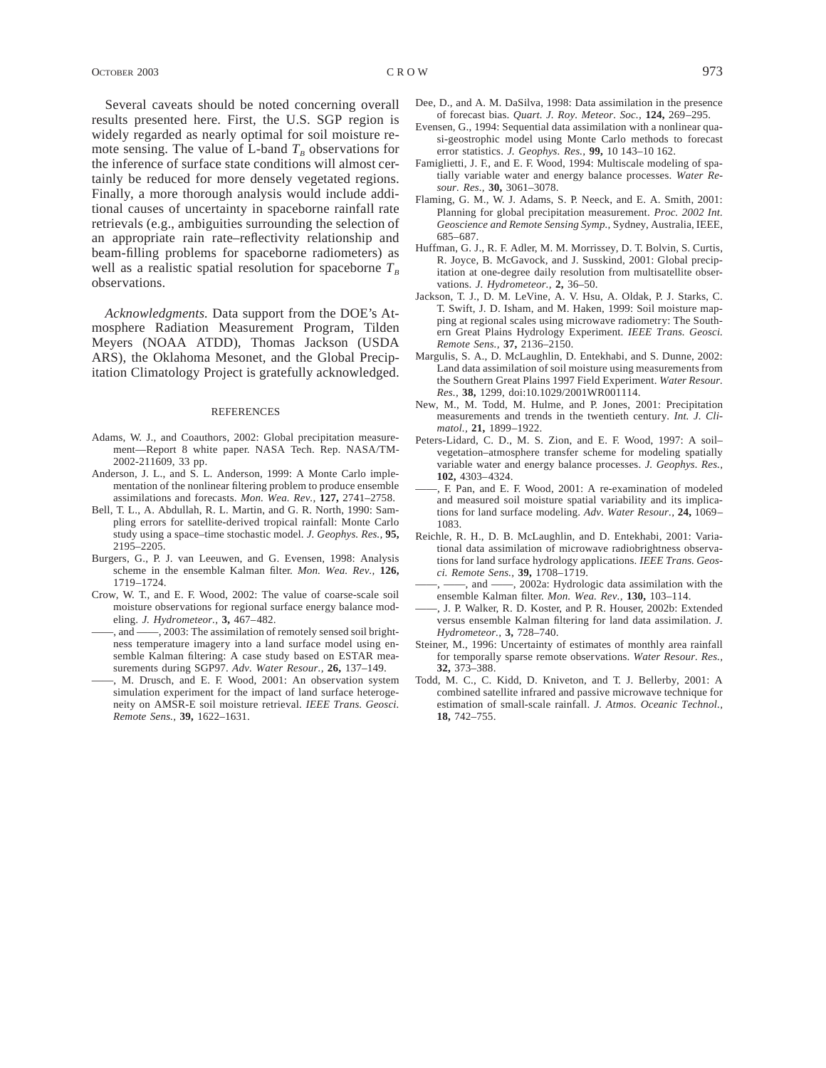Several caveats should be noted concerning overall results presented here. First, the U.S. SGP region is widely regarded as nearly optimal for soil moisture remote sensing. The value of L-band $T_B$ observations for the inference of surface state conditions will almost certainly be reduced for more densely vegetated regions. Finally, a more thorough analysis would include additional causes of uncertainty in spaceborne rainfall rate retrievals (e.g., ambiguities surrounding the selection of an appropriate rain rate–reflectivity relationship and beam-filling problems for spaceborne radiometers) as well as a realistic spatial resolution for spaceborne $T_B$ observations.

*Acknowledgments.* Data support from the DOE's Atmosphere Radiation Measurement Program, Tilden Meyers (NOAA ATDD), Thomas Jackson (USDA ARS), the Oklahoma Mesonet, and the Global Precipitation Climatology Project is gratefully acknowledged.

## REFERENCES

Adams, W. J., and Coauthors, 2002: Global precipitation measurement—Report 8 white paper. NASA Tech. Rep. NASA/TM-2002-211609, 33 pp.

Anderson, J. L., and S. L. Anderson, 1999: A Monte Carlo implementation of the nonlinear filtering problem to produce ensemble assimilations and forecasts. *Mon. Wea. Rev.,* **127,** 2741–2758.

Bell, T. L., A. Abdullah, R. L. Martin, and G. R. North, 1990: Sampling errors for satellite-derived tropical rainfall: Monte Carlo study using a space–time stochastic model. *J. Geophys. Res.,* **95,** 2195–2205.

Burgers, G., P. J. van Leeuwen, and G. Evensen, 1998: Analysis scheme in the ensemble Kalman filter. *Mon. Wea. Rev.,* **126,** 1719–1724.

Crow, W. T., and E. F. Wood, 2002: The value of coarse-scale soil moisture observations for regional surface energy balance modeling. *J. Hydrometeor.,* **3,** 467–482.

——, and ——, 2003: The assimilation of remotely sensed soil brightness temperature imagery into a land surface model using ensemble Kalman filtering: A case study based on ESTAR measurements during SGP97. *Adv. Water Resour.,* **26,** 137–149.

——, M. Drusch, and E. F. Wood, 2001: An observation system simulation experiment for the impact of land surface heterogeneity on AMSR-E soil moisture retrieval. *IEEE Trans. Geosci. Remote Sens.,* **39,** 1622–1631.

Dee, D., and A. M. DaSilva, 1998: Data assimilation in the presence of forecast bias. *Quart. J. Roy. Meteor. Soc.,* **124,** 269–295.

Evensen, G., 1994: Sequential data assimilation with a nonlinear quasi-geostrophic model using Monte Carlo methods to forecast error statistics. *J. Geophys. Res.,* **99,** 10 143–10 162.

Famiglietti, J. F., and E. F. Wood, 1994: Multiscale modeling of spatially variable water and energy balance processes. *Water Resour. Res.,* **30,** 3061–3078.

Flaming, G. M., W. J. Adams, S. P. Neeck, and E. A. Smith, 2001: Planning for global precipitation measurement. *Proc. 2002 Int. Geoscience and Remote Sensing Symp.,* Sydney, Australia, IEEE, 685–687.

Huffman, G. J., R. F. Adler, M. M. Morrissey, D. T. Bolvin, S. Curtis, R. Joyce, B. McGavock, and J. Susskind, 2001: Global precipitation at one-degree daily resolution from multisatellite observations. *J. Hydrometeor.,* **2,** 36–50.

Jackson, T. J., D. M. LeVine, A. V. Hsu, A. Oldak, P. J. Starks, C. T. Swift, J. D. Isham, and M. Haken, 1999: Soil moisture mapping at regional scales using microwave radiometry: The Southern Great Plains Hydrology Experiment. *IEEE Trans. Geosci. Remote Sens.,* **37,** 2136–2150.

Margulis, S. A., D. McLaughlin, D. Entekhabi, and S. Dunne, 2002: Land data assimilation of soil moisture using measurements from the Southern Great Plains 1997 Field Experiment. *Water Resour. Res.,* **38,** 1299, doi:10.1029/2001WR001114.

New, M., M. Todd, M. Hulme, and P. Jones, 2001: Precipitation measurements and trends in the twentieth century. *Int. J. Climatol.,* **21,** 1899–1922.

Peters-Lidard, C. D., M. S. Zion, and E. F. Wood, 1997: A soil–vegetation–atmosphere transfer scheme for modeling spatially variable water and energy balance processes. *J. Geophys. Res.,* **102,** 4303–4324.

——, F. Pan, and E. F. Wood, 2001: A re-examination of modeled and measured soil moisture spatial variability and its implications for land surface modeling. *Adv. Water Resour.,* **24,** 1069–1083.

Reichle, R. H., D. B. McLaughlin, and D. Entekhabi, 2001: Variational data assimilation of microwave radiobrightness observations for land surface hydrology applications. *IEEE Trans. Geosci. Remote Sens.,* **39,** 1708–1719.

——, ——, and ——, 2002a: Hydrologic data assimilation with the ensemble Kalman filter. *Mon. Wea. Rev.,* **130,** 103–114.

——, J. P. Walker, R. D. Koster, and P. R. Houser, 2002b: Extended versus ensemble Kalman filtering for land data assimilation. *J. Hydrometeor.,* **3,** 728–740.

Steiner, M., 1996: Uncertainty of estimates of monthly area rainfall for temporally sparse remote observations. *Water Resour. Res.,* **32,** 373–388.

Todd, M. C., C. Kidd, D. Kniveton, and T. J. Bellerby, 2001: A combined satellite infrared and passive microwave technique for estimation of small-scale rainfall. *J. Atmos. Oceanic Technol.,* **18,** 742–755.